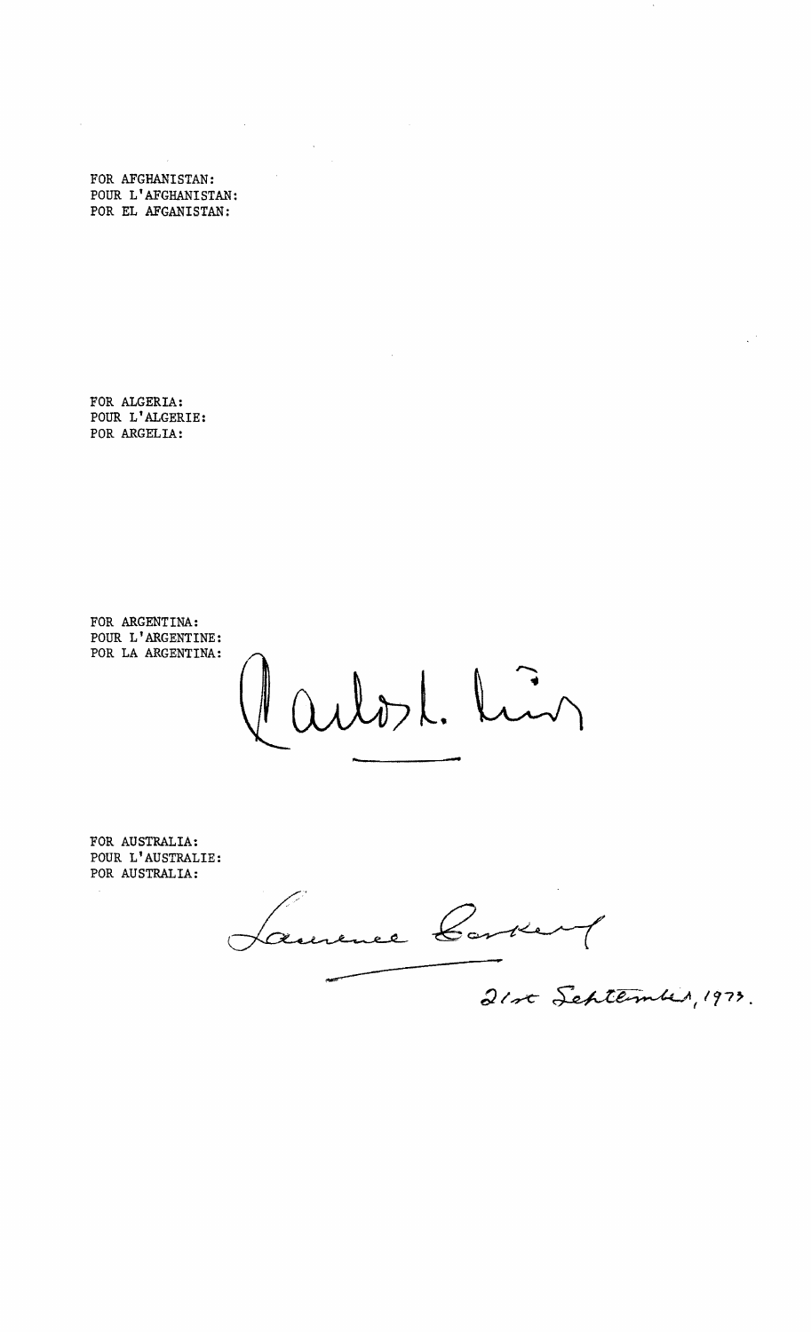FOR AFGHANISTAN:
POUR L'AFGHANISTAN:
POR EL AFGANISTAN:

FOR ALGERIA:
POUR L'ALGERIE:
POR ARGELIA:

FOR ARGENTINA:
POUR L'ARGENTINE:
POR LA ARGENTINA:

Carlos L. Luis

FOR AUSTRALIA:
POUR L'AUSTRALIE:
POR AUSTRALIA:

Laurence Corkery

21st September, 1973.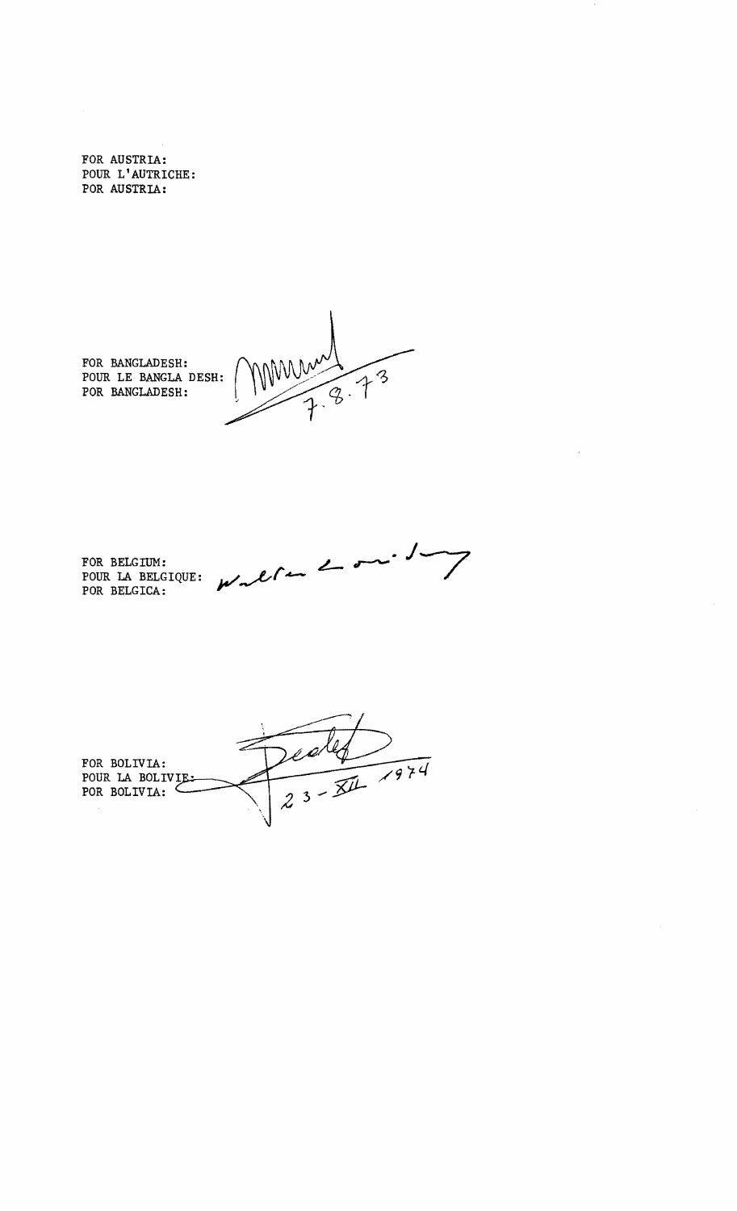FOR AUSTRIA:
POUR L'AUTRICHE:
POR AUSTRIA:

FOR BANGLADESH:
POUR LE BANGLA DESH:
POR BANGLADESH:

7.8.73

FOR BELGIUM:
POUR LA BELGIQUE:
POR BELGICA:

FOR BOLIVIA:
POUR LA BOLIVIE:
POR BOLIVIA:

23 - XII 1974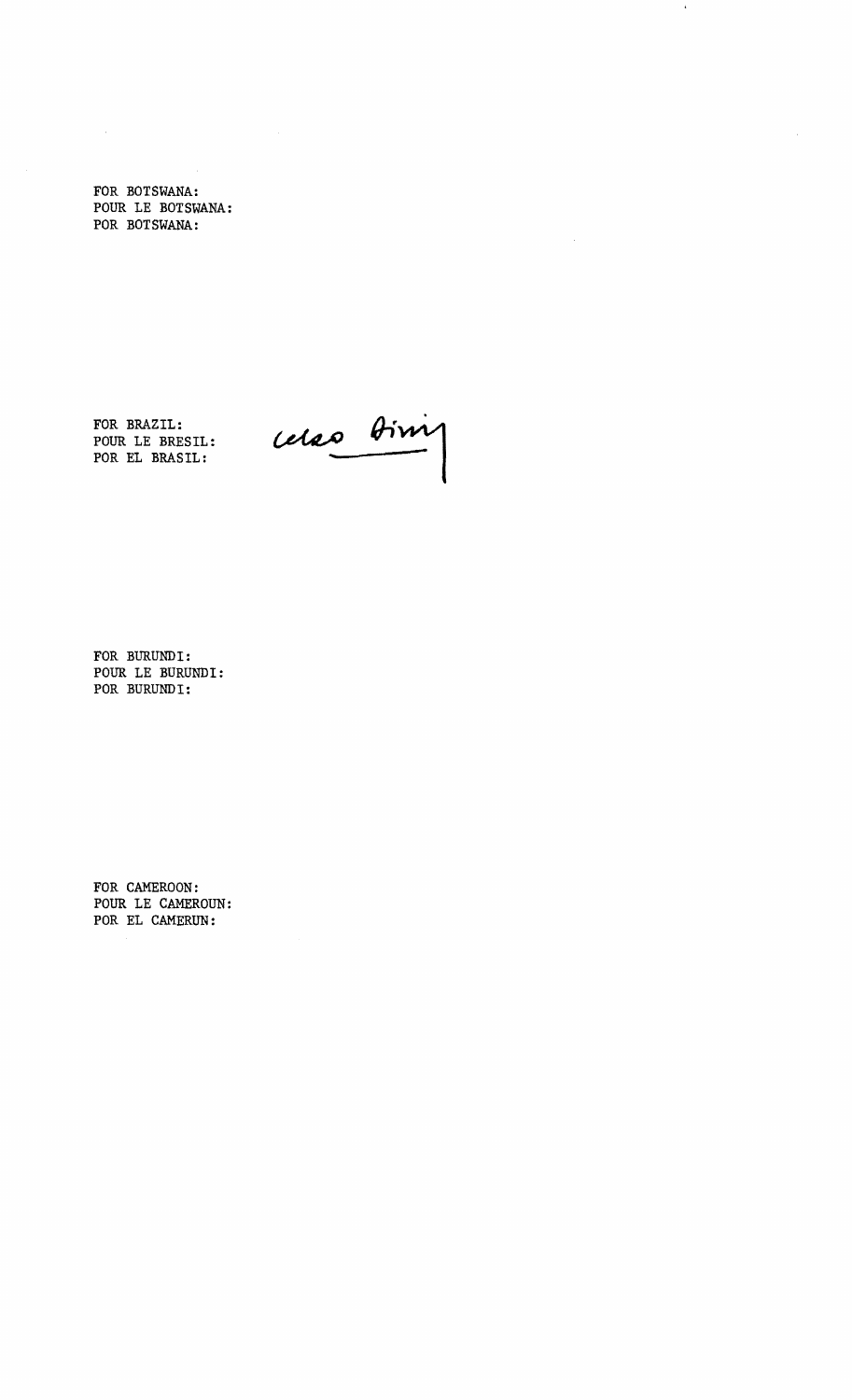FOR BOTSWANA:
POUR LE BOTSWANA:
POR BOTSWANA:

FOR BRAZIL:
POUR LE BRESIL:
POR EL BRASIL:

Celso Amorim

FOR BURUNDI:
POUR LE BURUNDI:
POR BURUNDI:

FOR CAMEROON:
POUR LE CAMEROUN:
POR EL CAMERUN: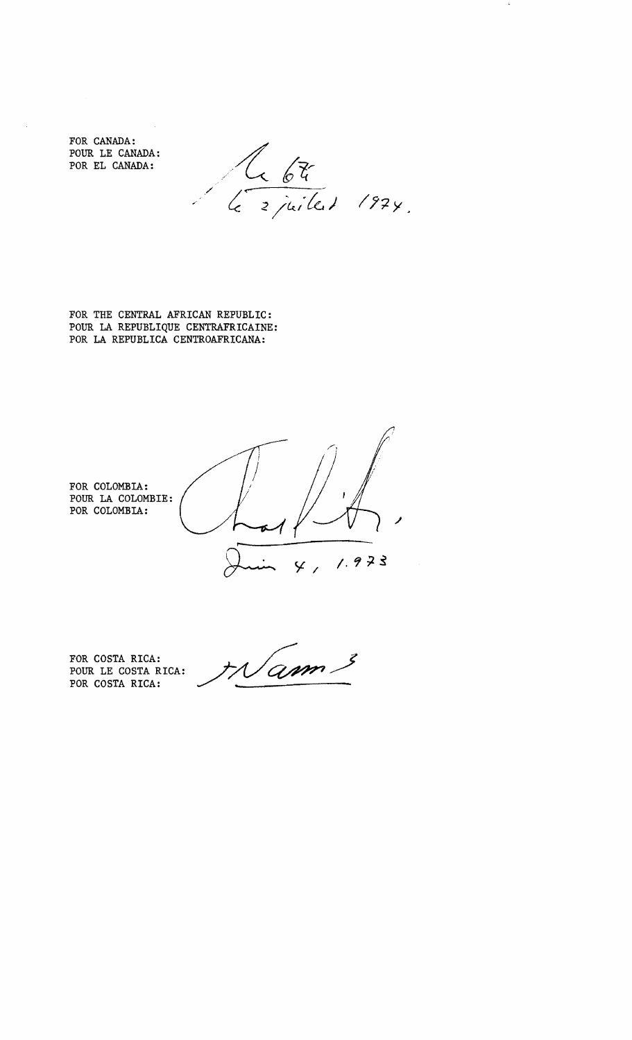FOR CANADA:
POUR LE CANADA:
POR EL CANADA:

le 2 juillet 1974.

FOR THE CENTRAL AFRICAN REPUBLIC:
POUR LA REPUBLIQUE CENTRAFRICAINE:
POR LA REPUBLICA CENTROAFRICANA:

FOR COLOMBIA:
POUR LA COLOMBIE:
POR COLOMBIA:

Junio 4, 1.973

FOR COSTA RICA:
POUR LE COSTA RICA:
POR COSTA RICA: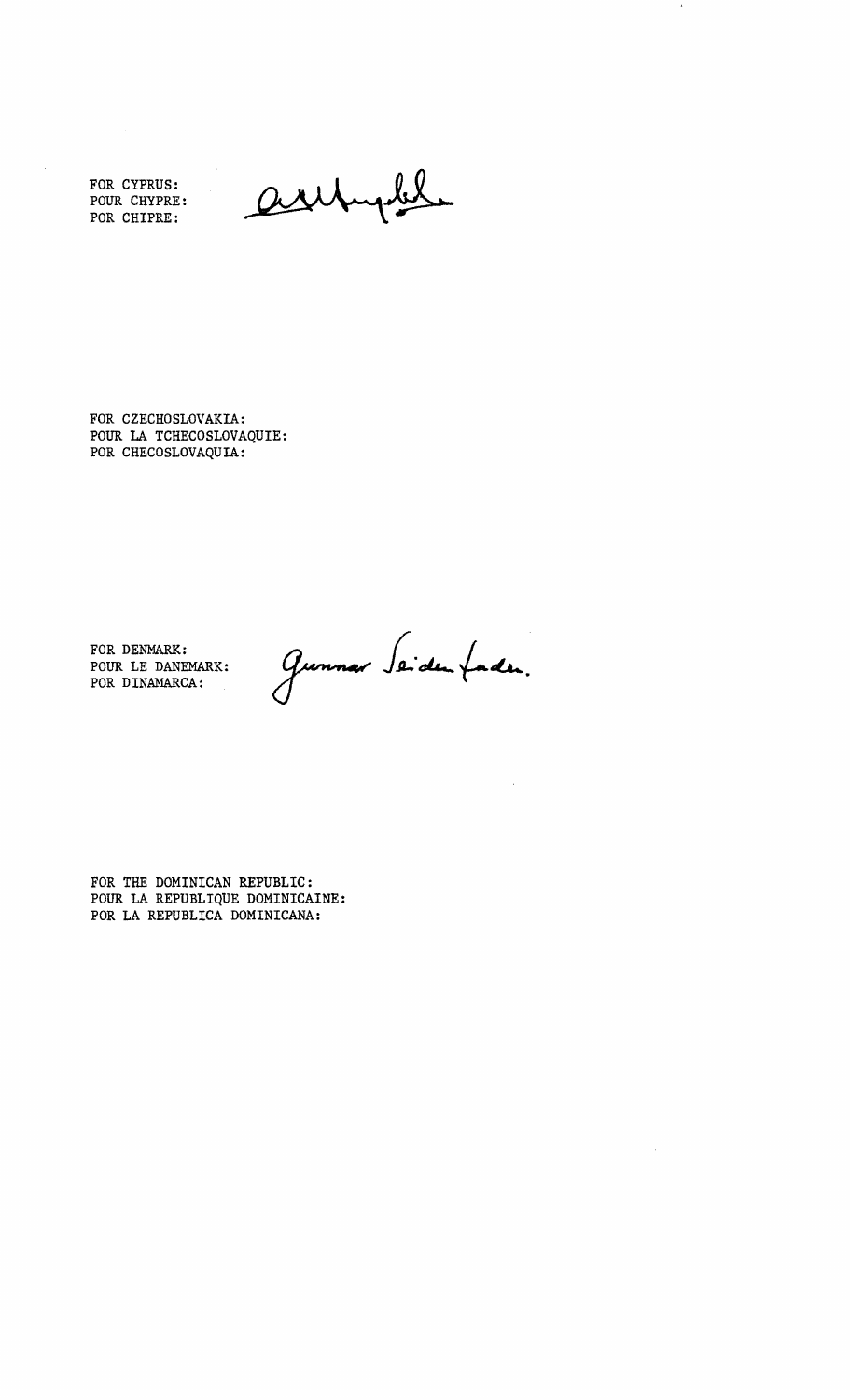FOR CYPRUS:
POUR CHYPRE:
POR CHIPRE:

FOR CZECHOSLOVAKIA:
POUR LA TCHECOSLOVAQUIE:
POR CHECOSLOVAQUIA:

FOR DENMARK:
POUR LE DANEMARK:
POR DINAMARCA:

Gunnar Seidenfaden.

FOR THE DOMINICAN REPUBLIC:
POUR LA REPUBLIQUE DOMINICAINE:
POR LA REPUBLICA DOMINICANA: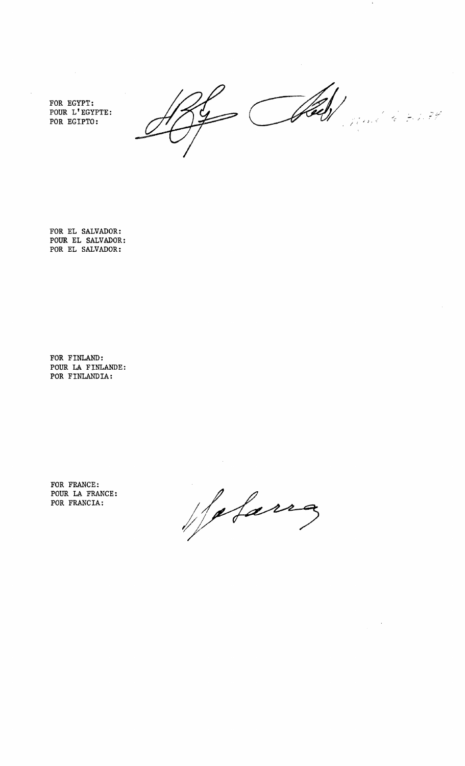FOR EGYPT:
POUR L'EGYPTE:
POR EGIPTO:

FOR EL SALVADOR:
POUR EL SALVADOR:
POR EL SALVADOR:

FOR FINLAND:
POUR LA FINLANDE:
POR FINLANDIA:

FOR FRANCE:
POUR LA FRANCE:
POR FRANCIA: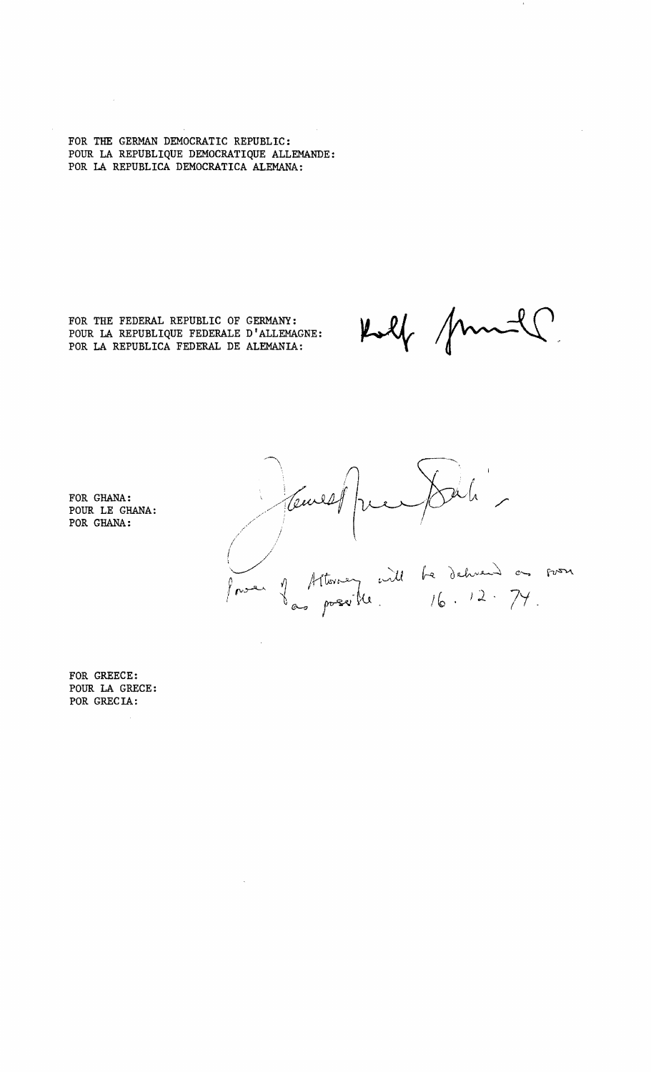FOR THE GERMAN DEMOCRATIC REPUBLIC:
POUR LA REPUBLIQUE DEMOCRATIQUE ALLEMANDE:
POR LA REPUBLICA DEMOCRATICA ALEMANA:

FOR THE FEDERAL REPUBLIC OF GERMANY:
POUR LA REPUBLIQUE FEDERALE D'ALLEMAGNE:
POR LA REPUBLICA FEDERAL DE ALEMANIA:

FOR GHANA:
POUR LE GHANA:
POR GHANA:

Power of Attorney will be delivered as soon as possible. 16.12.74.

FOR GREECE:
POUR LA GRECE:
POR GRECIA: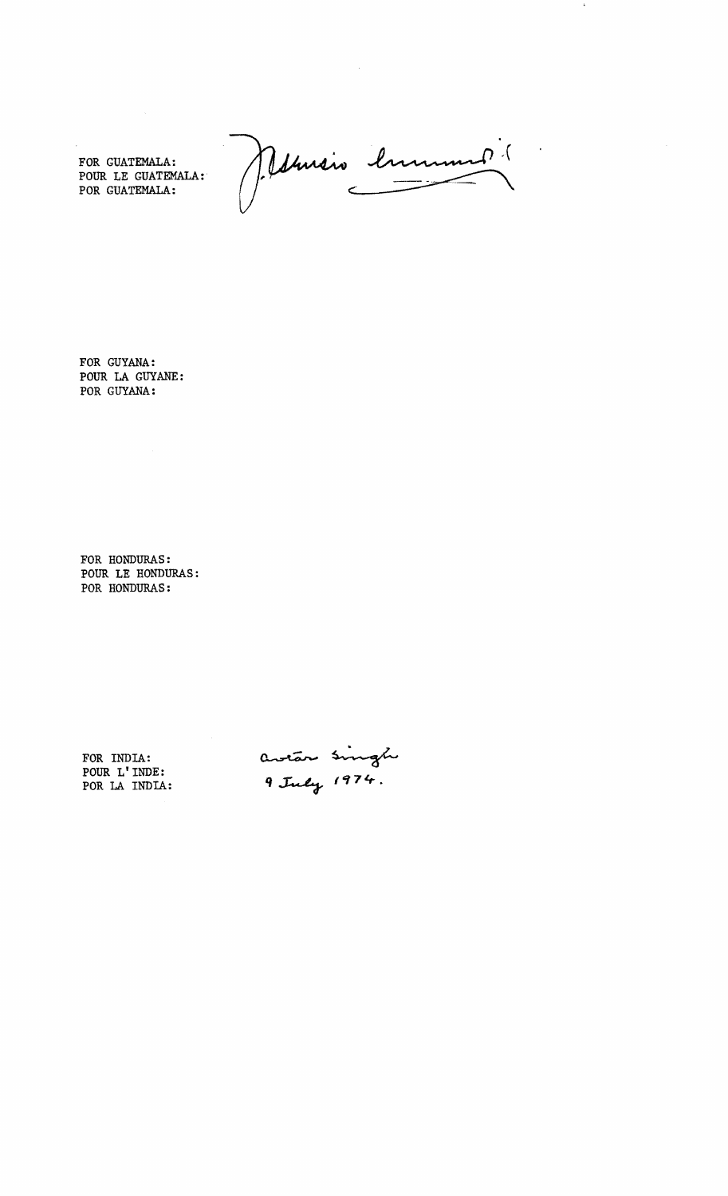FOR GUATEMALA:
POUR LE GUATEMALA:
POR GUATEMALA:

FOR GUYANA:
POUR LA GUYANE:
POR GUYANA:

FOR HONDURAS:
POUR LE HONDURAS:
POR HONDURAS:

FOR INDIA:
POUR L'INDE:
POR LA INDIA:

Avtar Singh
9 July 1974.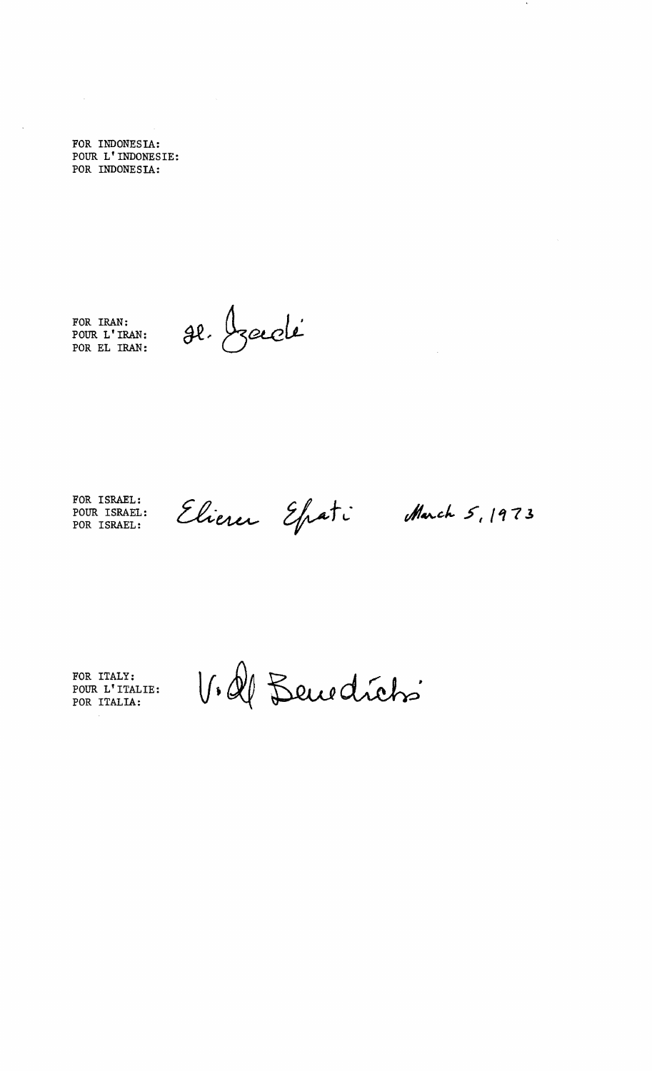FOR INDONESIA:
POUR L'INDONESIE:
POR INDONESIA:

FOR IRAN:
POUR L'IRAN:
POR EL IRAN:

Gl. Zaeli

FOR ISRAEL:
POUR ISRAEL:
POR ISRAEL:

Eliezer Efrati March 5, 1973

FOR ITALY:
POUR L'ITALIE:
POR ITALIA:

V. Del Benedictis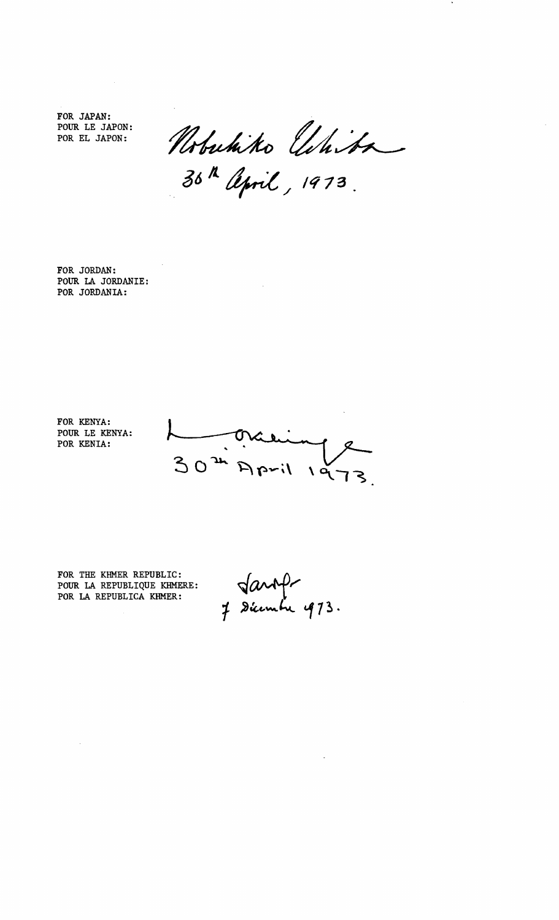FOR JAPAN:
POUR LE JAPON:
POR EL JAPON:

Nobuhiko Ushiba
30th April, 1973.

FOR JORDAN:
POUR LA JORDANIE:
POR JORDANIA:

FOR KENYA:
POUR LE KENYA:
POR KENIA:

Okelo-Odongo
30th April 1973.

FOR THE KHMER REPUBLIC:
POUR LA REPUBLIQUE KHMERE:
POR LA REPUBLICA KHMER:

7 Décembre 1973.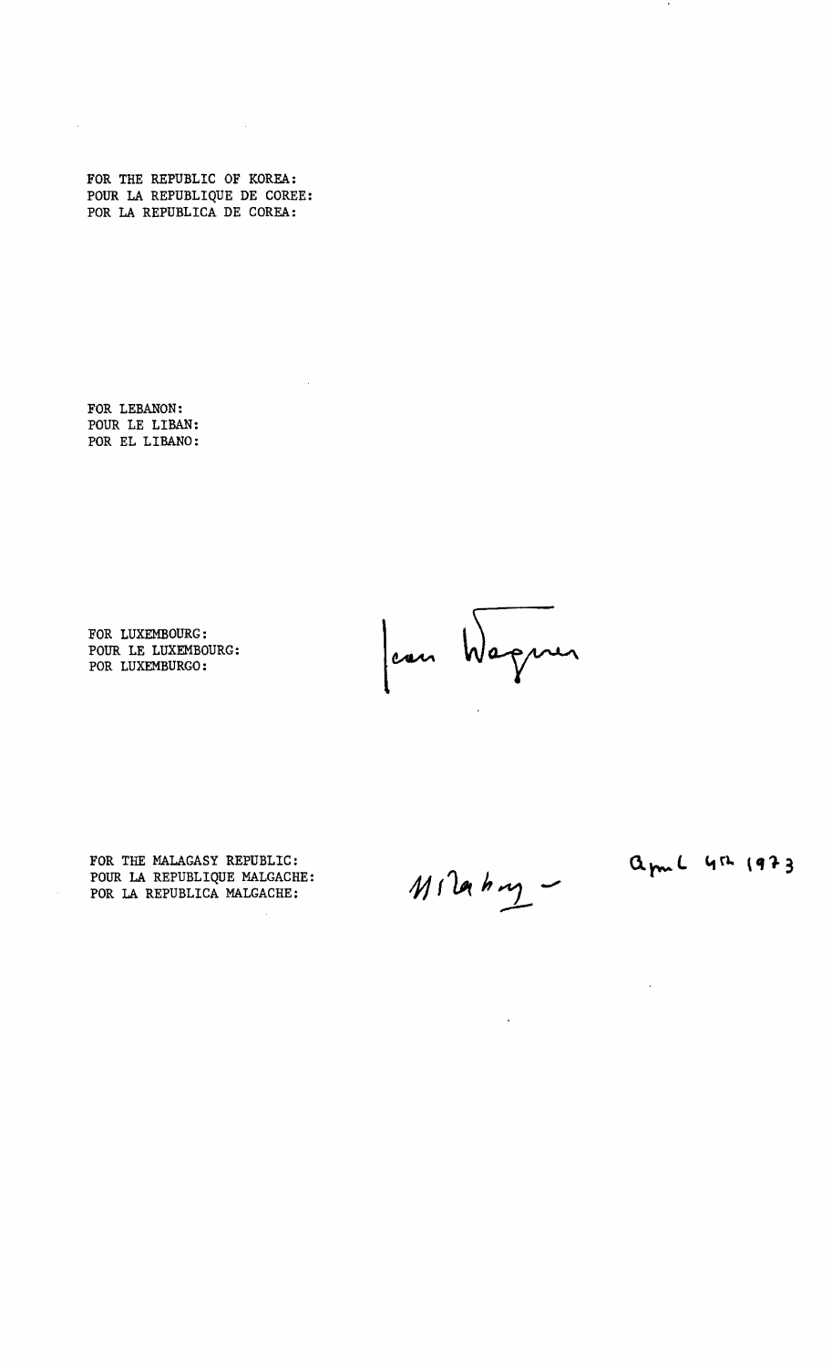FOR THE REPUBLIC OF KOREA:
POUR LA REPUBLIQUE DE COREE:
POR LA REPUBLICA DE COREA:

FOR LEBANON:
POUR LE LIBAN:
POR EL LIBANO:

FOR LUXEMBOURG:
POUR LE LUXEMBOURG:
POR LUXEMBURGO:

Jean Wagner

FOR THE MALAGASY REPUBLIC:
POUR LA REPUBLIQUE MALGACHE:
POR LA REPUBLICA MALGACHE:

April 4th 1973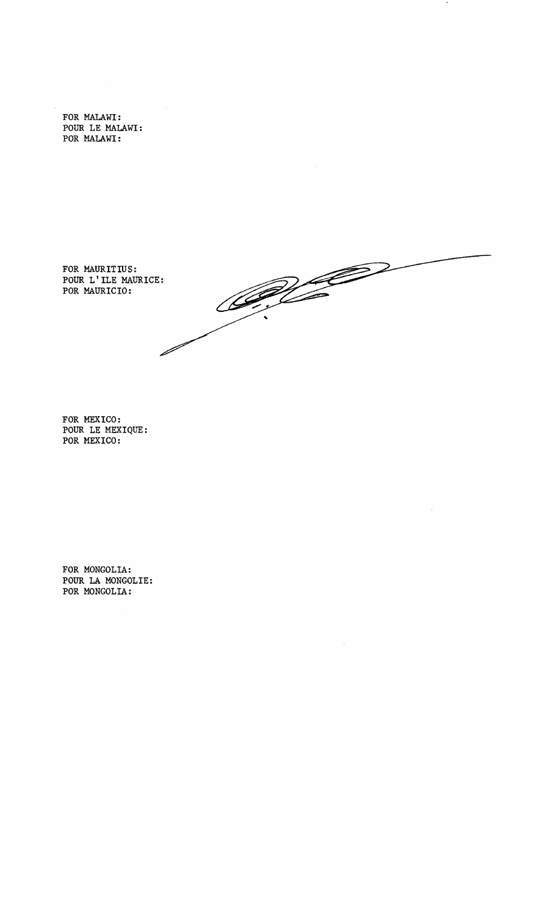FOR MALAWI:
POUR LE MALAWI:
POR MALAWI:

FOR MAURITIUS:
POUR L'ILE MAURICE:
POR MAURICIO:

FOR MEXICO:
POUR LE MEXIQUE:
POR MEXICO:

FOR MONGOLIA:
POUR LA MONGOLIE:
POR MONGOLIA: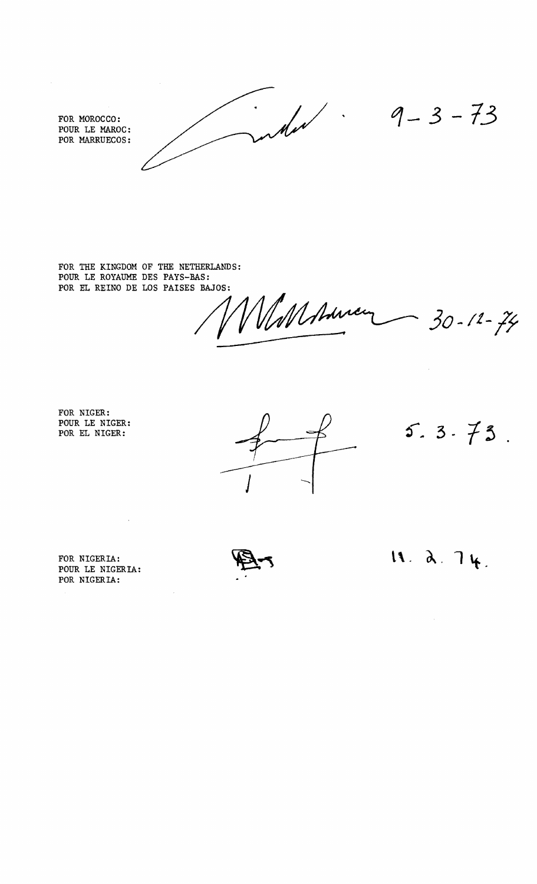FOR MOROCCO:
POUR LE MAROC:
POR MARRUECOS:

9-3-73

FOR THE KINGDOM OF THE NETHERLANDS:
POUR LE ROYAUME DES PAYS-BAS:
POR EL REINO DE LOS PAISES BAJOS:

30-12-74

FOR NIGER:
POUR LE NIGER:
POR EL NIGER:

5.3.73.

FOR NIGERIA:
POUR LE NIGERIA:
POR NIGERIA:

11.2.74.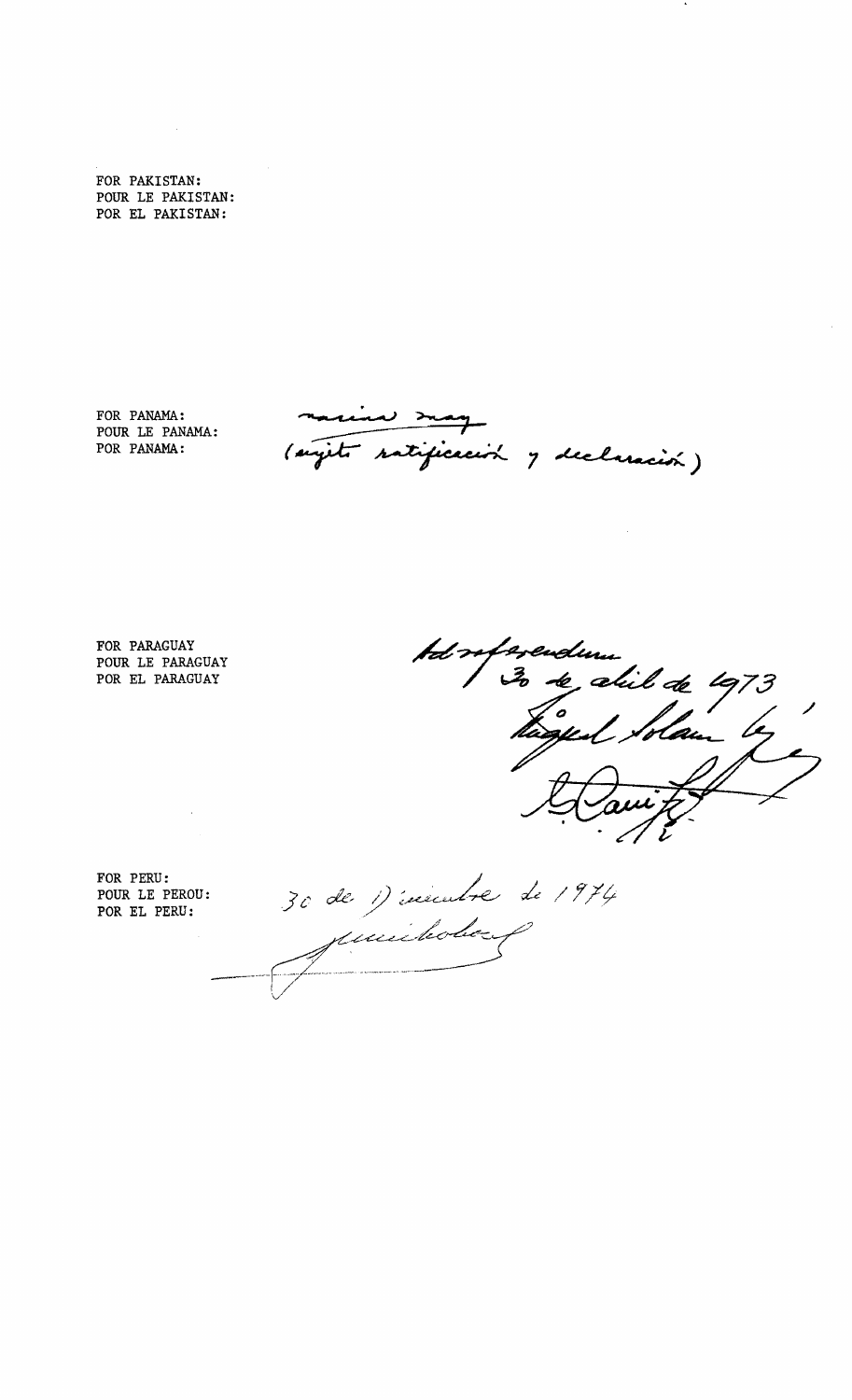FOR PAKISTAN:
POUR LE PAKISTAN:
POR EL PAKISTAN:

FOR PANAMA:
POUR LE PANAMA:
POR PANAMA:

Nandina Nay
(sujeto ratificación y declaración)

FOR PARAGUAY
POUR LE PARAGUAY
POR EL PARAGUAY

Ad referendum
30 de abril de 1973

FOR PERU:
POUR LE PEROU:
POR EL PERU:

30 de Diciembre de 1974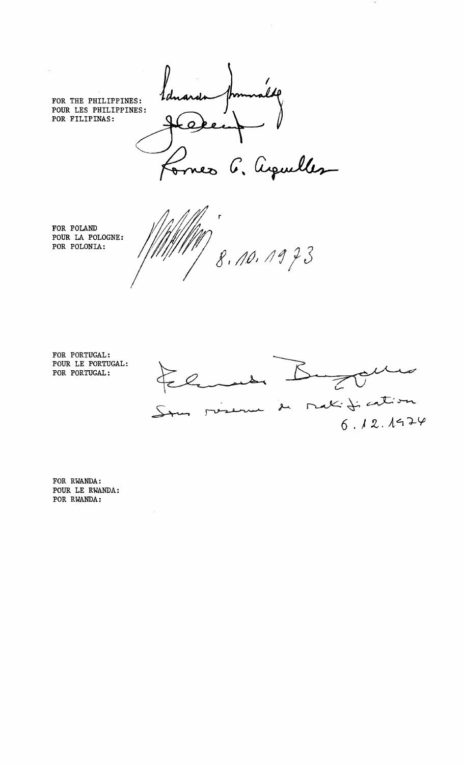FOR THE PHILIPPINES:
POUR LES PHILIPPINES:
POR FILIPINAS:

Eduardo Romualdez

Romeo G. Arguelles

FOR POLAND
POUR LA POLOGNE:
POR POLONIA:

8.10.1973

FOR PORTUGAL:
POUR LE PORTUGAL:
POR PORTUGAL:

Sous réserve de ratification
6.12.1974

FOR RWANDA:
POUR LE RWANDA:
POR RWANDA: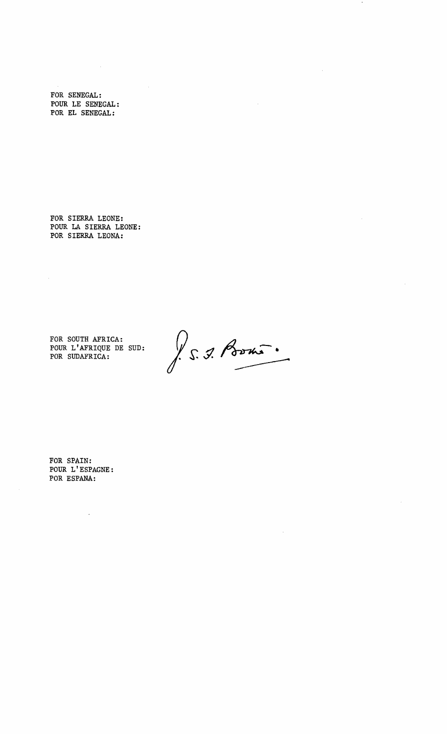FOR SENEGAL:
POUR LE SENEGAL:
POR EL SENEGAL:

FOR SIERRA LEONE:
POUR LA SIERRA LEONE:
POR SIERRA LEONA:

FOR SOUTH AFRICA:
POUR L'AFRIQUE DE SUD:
POR SUDAFRICA:

J. S. F. Botha.

FOR SPAIN:
POUR L'ESPAGNE:
POR ESPANA: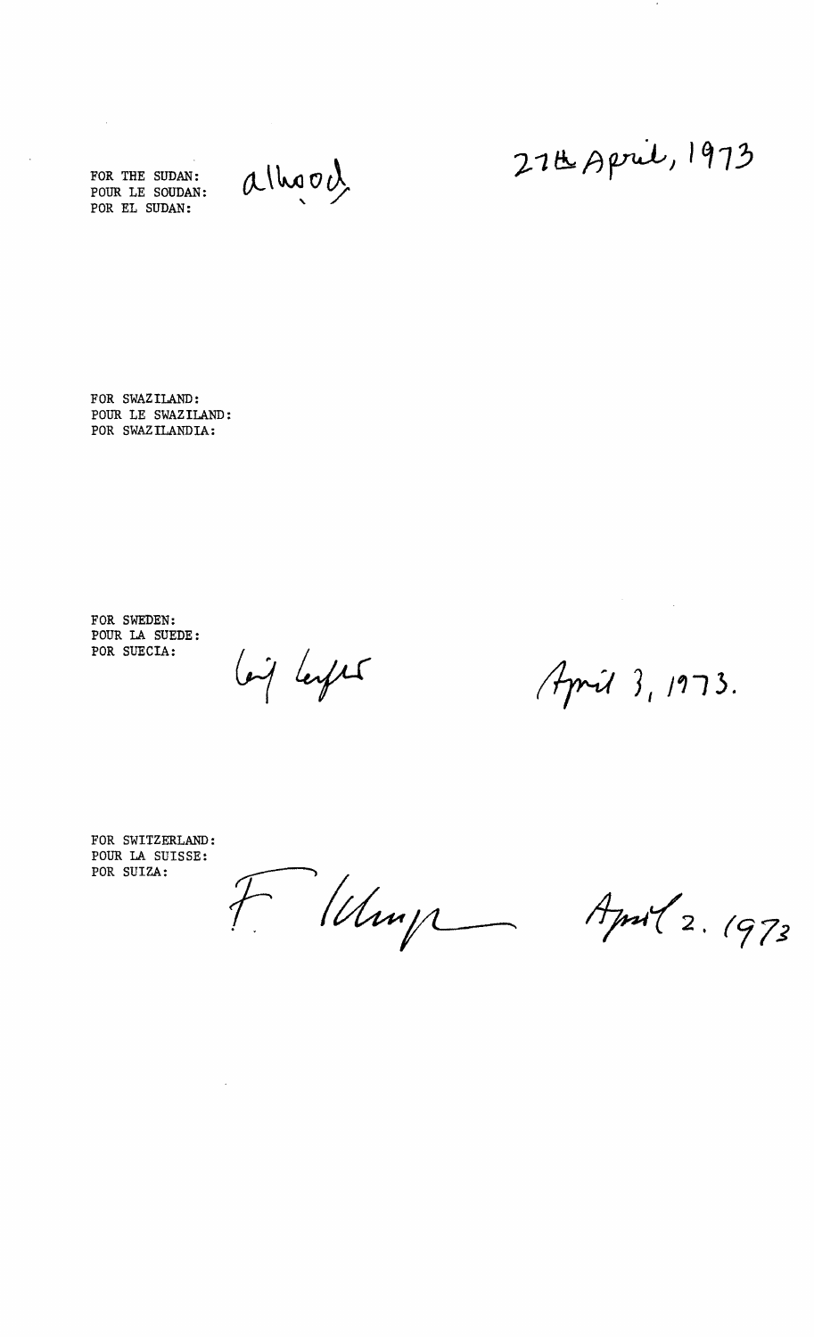FOR THE SUDAN:
POUR LE SOUDAN:
POR EL SUDAN:

alhood

27th April, 1973

FOR SWAZILAND:
POUR LE SWAZILAND:
POR SWAZILANDIA:

FOR SWEDEN:
POUR LA SUEDE:
POR SUECIA:

Leif Leifer

April 3, 1973.

FOR SWITZERLAND:
POUR LA SUISSE:
POR SUIZA:

F. Klump

April 2. 1973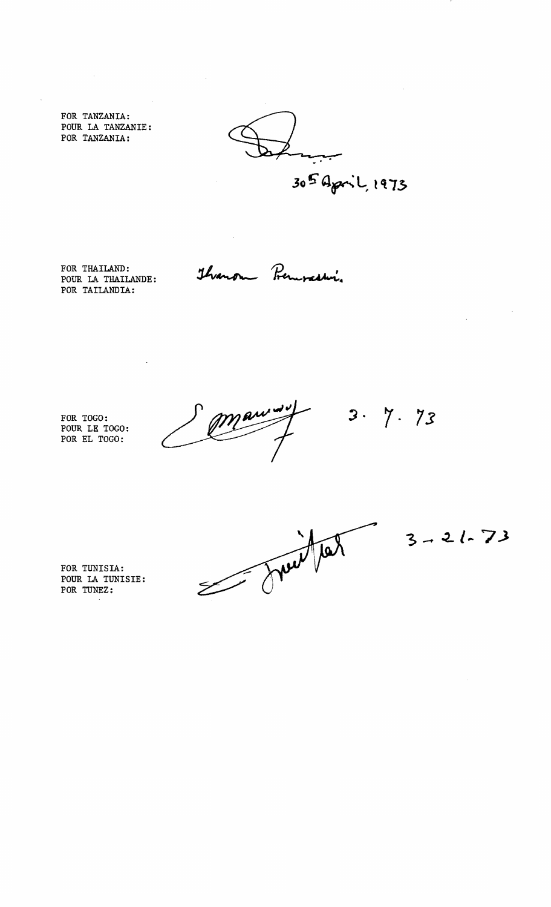FOR TANZANIA:
POUR LA TANZANIE:
POR TANZANIA:

30th April, 1973

FOR THAILAND:
POUR LA THAILANDE:
POR TAILANDIA:

FOR TOGO:
POUR LE TOGO:
POR EL TOGO:

3. 7. 73

FOR TUNISIA:
POUR LA TUNISIE:
POR TUNEZ:

3-21-73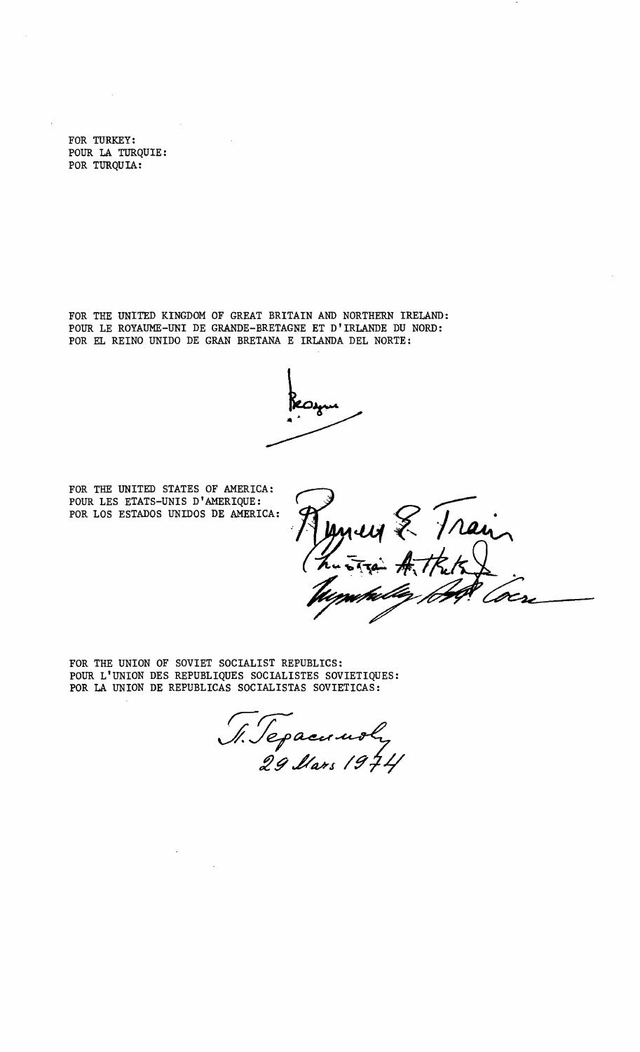FOR TURKEY:
POUR LA TURQUIE:
POR TURQUIA:

FOR THE UNITED KINGDOM OF GREAT BRITAIN AND NORTHERN IRELAND:
POUR LE ROYAUME-UNI DE GRANDE-BRETAGNE ET D'IRLANDE DU NORD:
POR EL REINO UNIDO DE GRAN BRETANA E IRLANDA DEL NORTE:

Crosland

FOR THE UNITED STATES OF AMERICA:
POUR LES ETATS-UNIS D'AMERIQUE:
POR LOS ESTADOS UNIDOS DE AMERICA:

Russell E. Train
Christian A. Herter Jr.
Humphrey Coxe

FOR THE UNION OF SOVIET SOCIALIST REPUBLICS:
POUR L'UNION DES REPUBLIQUES SOCIALISTES SOVIETIQUES:
POR LA UNION DE REPUBLICAS SOCIALISTAS SOVIETICAS:

Г. Герасимов
29 Mars 1974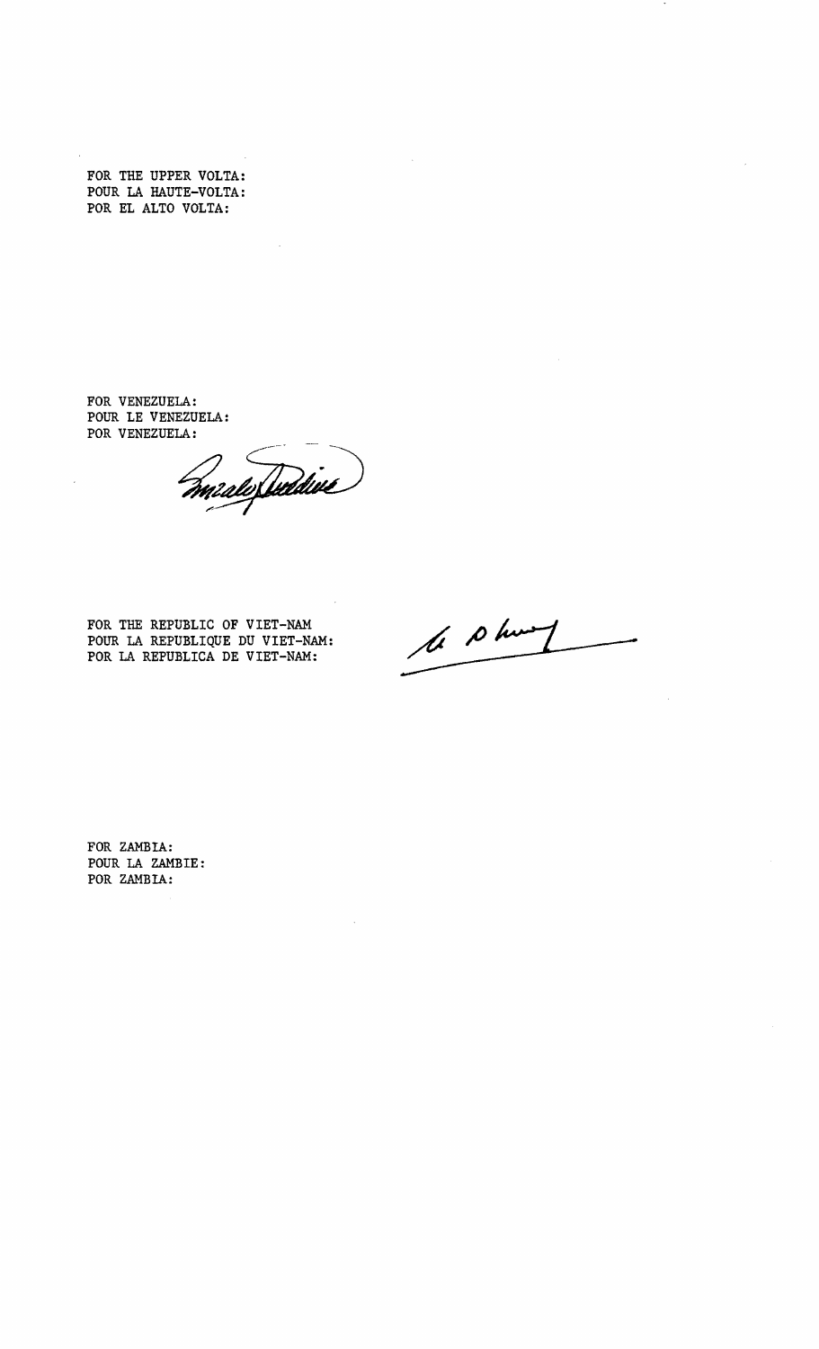FOR THE UPPER VOLTA:
POUR LA HAUTE-VOLTA:
POR EL ALTO VOLTA:

FOR VENEZUELA:
POUR LE VENEZUELA:
POR VENEZUELA:

FOR THE REPUBLIC OF VIET-NAM
POUR LA REPUBLIQUE DU VIET-NAM:
POR LA REPUBLICA DE VIET-NAM:

FOR ZAMBIA:
POUR LA ZAMBIE:
POR ZAMBIA: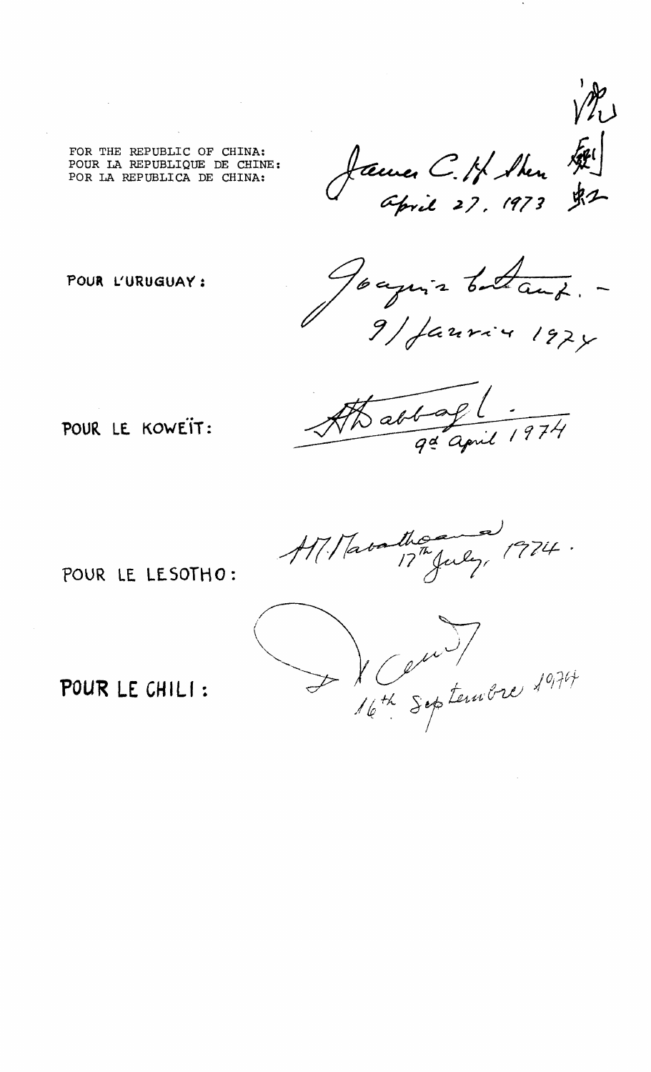FOR THE REPUBLIC OF CHINA:
POUR LA REPUBLIQUE DE CHINE:
POR LA REPUBLICA DE CHINA:

James C. H. Shen 沈劍虹
April 27, 1973

POUR L'URUGUAY:

Joaquín Bentancur. –
9/ Janvier 1974

POUR LE KOWEÏT:

A. Dabbagh
9th April 1974

POUR LE LESOTHO:

M. Mabathoana
17th July, 1974.

POUR LE CHILI:

16th Septembre 1974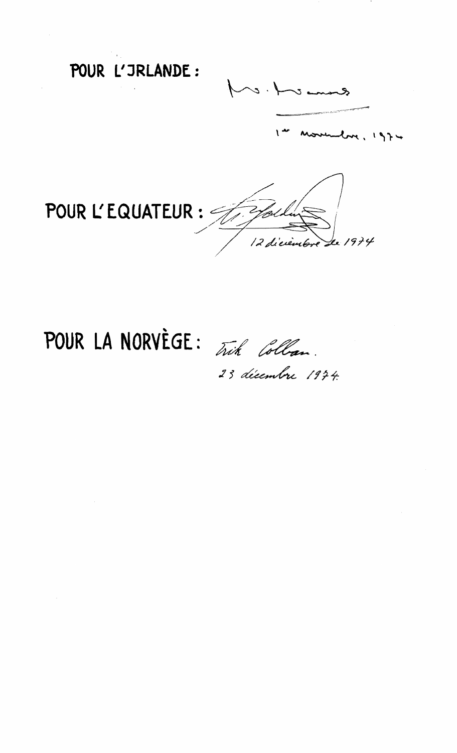POUR L'IRLANDE :

1er novembre, 1974

POUR L'EQUATEUR :

12 décembre de 1974

POUR LA NORVÈGE : Erik Colban.

23 décembre 1974